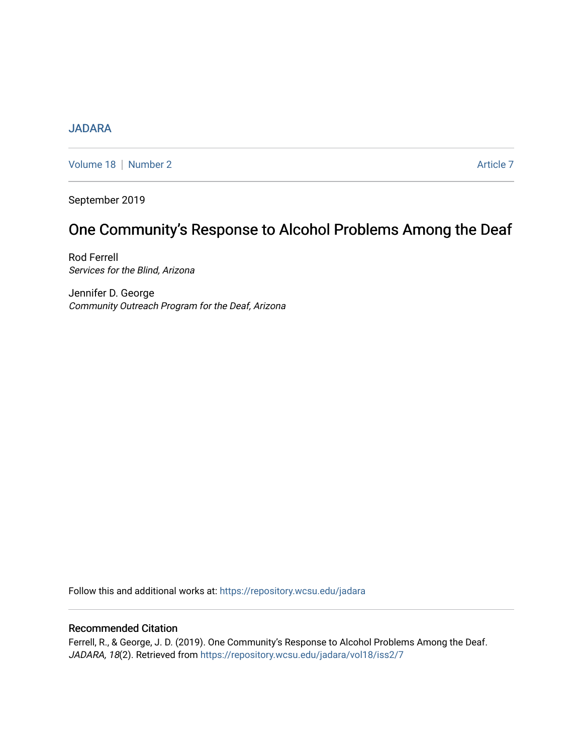JADARA

Volume 18 | Number 2 — Article 7

September 2019

# One Community's Response to Alcohol Problems Among the Deaf

Rod Ferrell
*Services for the Blind, Arizona*

Jennifer D. George
*Community Outreach Program for the Deaf, Arizona*

Follow this and additional works at: https://repository.wcsu.edu/jadara

## Recommended Citation

Ferrell, R., & George, J. D. (2019). One Community's Response to Alcohol Problems Among the Deaf. *JADARA, 18*(2). Retrieved from https://repository.wcsu.edu/jadara/vol18/iss2/7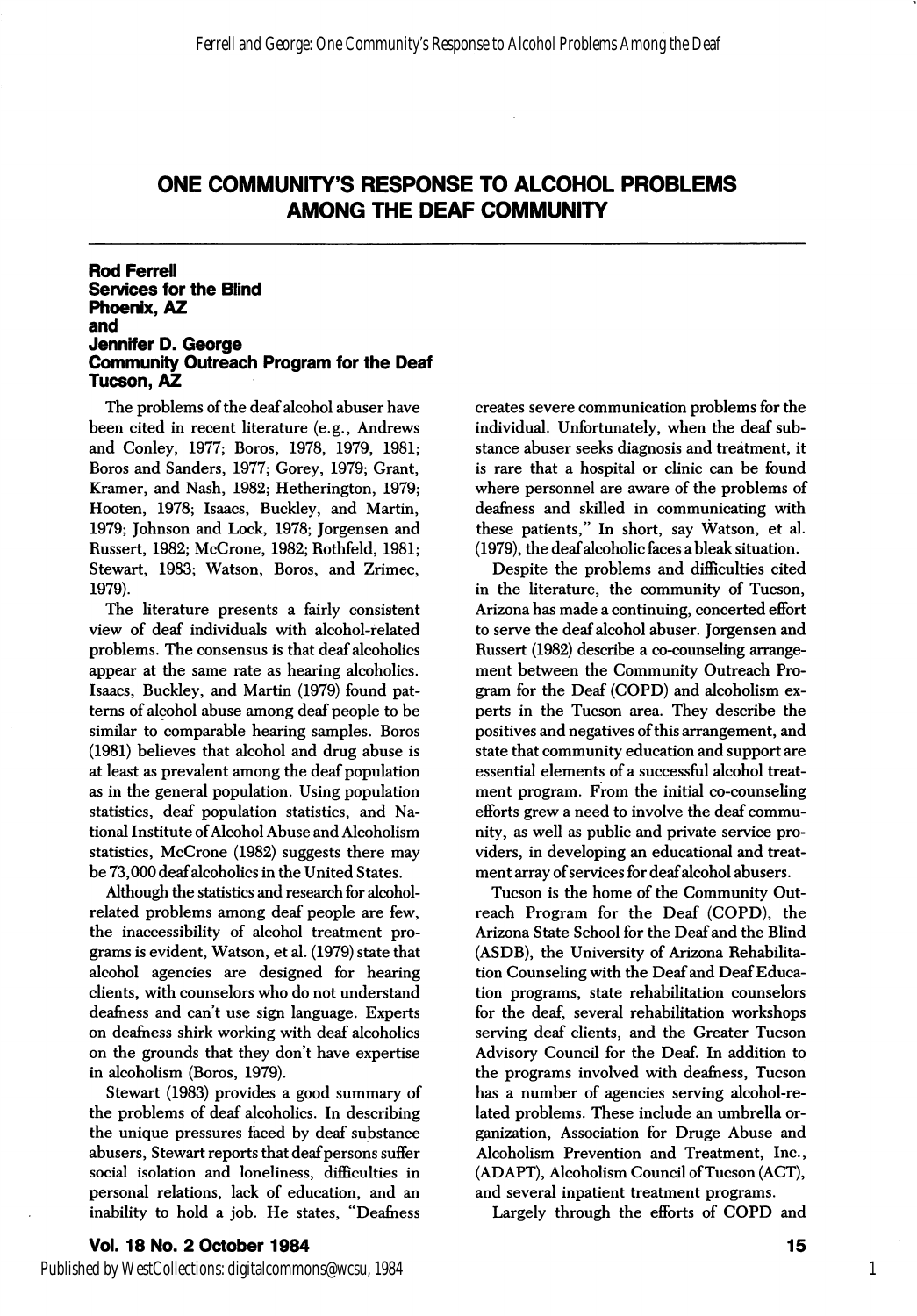# ONE COMMUNITY'S RESPONSE TO ALCOHOL PROBLEMS AMONG THE DEAF COMMUNITY

**Rod Ferrell**
**Services for the Blind**
**Phoenix, AZ**
**and**
**Jennifer D. George**
**Community Outreach Program for the Deaf**
**Tucson, AZ**

The problems of the deaf alcohol abuser have been cited in recent literature (e.g., Andrews and Conley, 1977; Boros, 1978, 1979, 1981; Boros and Sanders, 1977; Gorey, 1979; Grant, Kramer, and Nash, 1982; Hetherington, 1979; Hooten, 1978; Isaacs, Buckley, and Martin, 1979; Johnson and Lock, 1978; Jorgensen and Russert, 1982; McCrone, 1982; Rothfeld, 1981; Stewart, 1983; Watson, Boros, and Zrimec, 1979).

The literature presents a fairly consistent view of deaf individuals with alcohol-related problems. The consensus is that deaf alcoholics appear at the same rate as hearing alcoholics. Isaacs, Buckley, and Martin (1979) found patterns of alcohol abuse among deaf people to be similar to comparable hearing samples. Boros (1981) believes that alcohol and drug abuse is at least as prevalent among the deaf population as in the general population. Using population statistics, deaf population statistics, and National Institute of Alcohol Abuse and Alcoholism statistics, McCrone (1982) suggests there may be 73,000 deaf alcoholics in the United States.

Although the statistics and research for alcohol-related problems among deaf people are few, the inaccessibility of alcohol treatment programs is evident, Watson, et al. (1979) state that alcohol agencies are designed for hearing clients, with counselors who do not understand deafness and can't use sign language. Experts on deafness shirk working with deaf alcoholics on the grounds that they don't have expertise in alcoholism (Boros, 1979).

Stewart (1983) provides a good summary of the problems of deaf alcoholics. In describing the unique pressures faced by deaf substance abusers, Stewart reports that deaf persons suffer social isolation and loneliness, difficulties in personal relations, lack of education, and an inability to hold a job. He states, "Deafness creates severe communication problems for the individual. Unfortunately, when the deaf substance abuser seeks diagnosis and treatment, it is rare that a hospital or clinic can be found where personnel are aware of the problems of deafness and skilled in communicating with these patients," In short, say Watson, et al. (1979), the deaf alcoholic faces a bleak situation.

Despite the problems and difficulties cited in the literature, the community of Tucson, Arizona has made a continuing, concerted effort to serve the deaf alcohol abuser. Jorgensen and Russert (1982) describe a co-counseling arrangement between the Community Outreach Program for the Deaf (COPD) and alcoholism experts in the Tucson area. They describe the positives and negatives of this arrangement, and state that community education and support are essential elements of a successful alcohol treatment program. From the initial co-counseling efforts grew a need to involve the deaf community, as well as public and private service providers, in developing an educational and treatment array of services for deaf alcohol abusers.

Tucson is the home of the Community Outreach Program for the Deaf (COPD), the Arizona State School for the Deaf and the Blind (ASDB), the University of Arizona Rehabilitation Counseling with the Deaf and Deaf Education programs, state rehabilitation counselors for the deaf, several rehabilitation workshops serving deaf clients, and the Greater Tucson Advisory Council for the Deaf. In addition to the programs involved with deafness, Tucson has a number of agencies serving alcohol-related problems. These include an umbrella organization, Association for Druge Abuse and Alcoholism Prevention and Treatment, Inc., (ADAPT), Alcoholism Council of Tucson (ACT), and several inpatient treatment programs.

Largely through the efforts of COPD and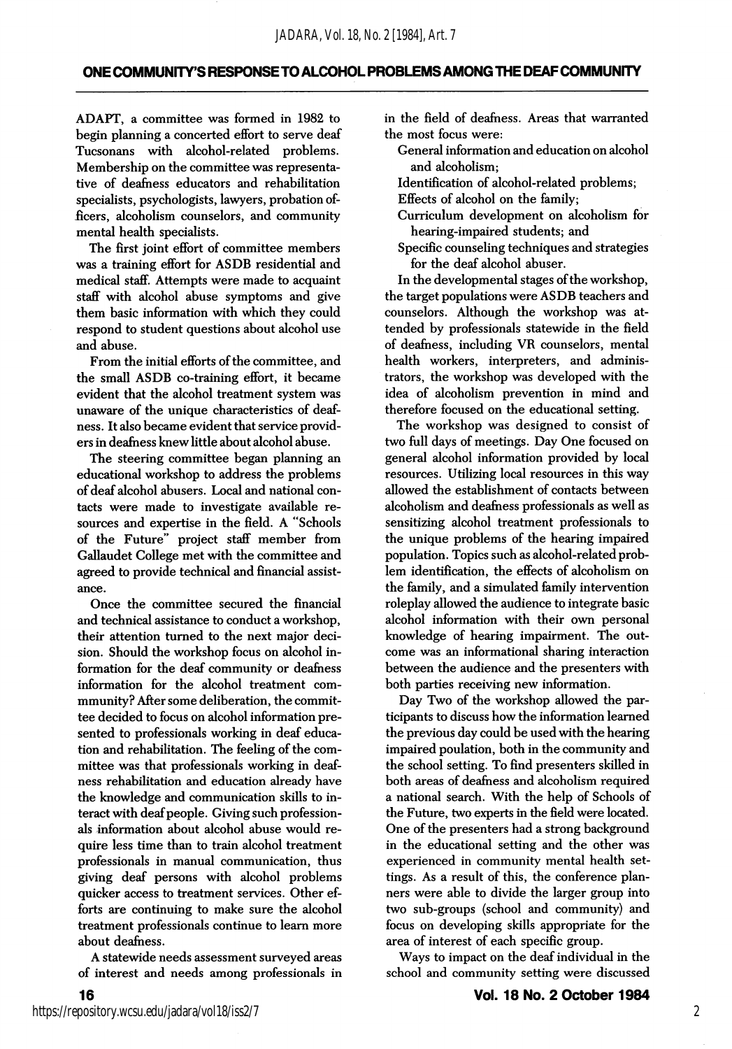ADAPT, a committee was formed in 1982 to begin planning a concerted effort to serve deaf Tucsonans with alcohol-related problems. Membership on the committee was representative of deafness educators and rehabilitation specialists, psychologists, lawyers, probation officers, alcoholism counselors, and community mental health specialists.

The first joint effort of committee members was a training effort for ASDB residential and medical staff. Attempts were made to acquaint staff with alcohol abuse symptoms and give them basic information with which they could respond to student questions about alcohol use and abuse.

From the initial efforts of the committee, and the small ASDB co-training effort, it became evident that the alcohol treatment system was unaware of the unique characteristics of deafness. It also became evident that service providers in deafness knew little about alcohol abuse.

The steering committee began planning an educational workshop to address the problems of deaf alcohol abusers. Local and national contacts were made to investigate available resources and expertise in the field. A "Schools of the Future" project staff member from Gallaudet College met with the committee and agreed to provide technical and financial assistance.

Once the committee secured the financial and technical assistance to conduct a workshop, their attention turned to the next major decision. Should the workshop focus on alcohol information for the deaf community or deafness information for the alcohol treatment commmunity? After some deliberation, the committee decided to focus on alcohol information presented to professionals working in deaf education and rehabilitation. The feeling of the committee was that professionals working in deafness rehabilitation and education already have the knowledge and communication skills to interact with deaf people. Giving such professionals information about alcohol abuse would require less time than to train alcohol treatment professionals in manual communication, thus giving deaf persons with alcohol problems quicker access to treatment services. Other efforts are continuing to make sure the alcohol treatment professionals continue to learn more about deafness.

A statewide needs assessment surveyed areas of interest and needs among professionals in the field of deafness. Areas that warranted the most focus were:

- General information and education on alcohol and alcoholism;
- Identification of alcohol-related problems;
- Effects of alcohol on the family;
- Curriculum development on alcoholism for hearing-impaired students; and
- Specific counseling techniques and strategies for the deaf alcohol abuser.

In the developmental stages of the workshop, the target populations were ASDB teachers and counselors. Although the workshop was attended by professionals statewide in the field of deafness, including VR counselors, mental health workers, interpreters, and administrators, the workshop was developed with the idea of alcoholism prevention in mind and therefore focused on the educational setting.

The workshop was designed to consist of two full days of meetings. Day One focused on general alcohol information provided by local resources. Utilizing local resources in this way allowed the establishment of contacts between alcoholism and deafness professionals as well as sensitizing alcohol treatment professionals to the unique problems of the hearing impaired population. Topics such as alcohol-related problem identification, the effects of alcoholism on the family, and a simulated family intervention roleplay allowed the audience to integrate basic alcohol information with their own personal knowledge of hearing impairment. The outcome was an informational sharing interaction between the audience and the presenters with both parties receiving new information.

Day Two of the workshop allowed the participants to discuss how the information learned the previous day could be used with the hearing impaired poulation, both in the community and the school setting. To find presenters skilled in both areas of deafness and alcoholism required a national search. With the help of Schools of the Future, two experts in the field were located. One of the presenters had a strong background in the educational setting and the other was experienced in community mental health settings. As a result of this, the conference planners were able to divide the larger group into two sub-groups (school and community) and focus on developing skills appropriate for the area of interest of each specific group.

Ways to impact on the deaf individual in the school and community setting were discussed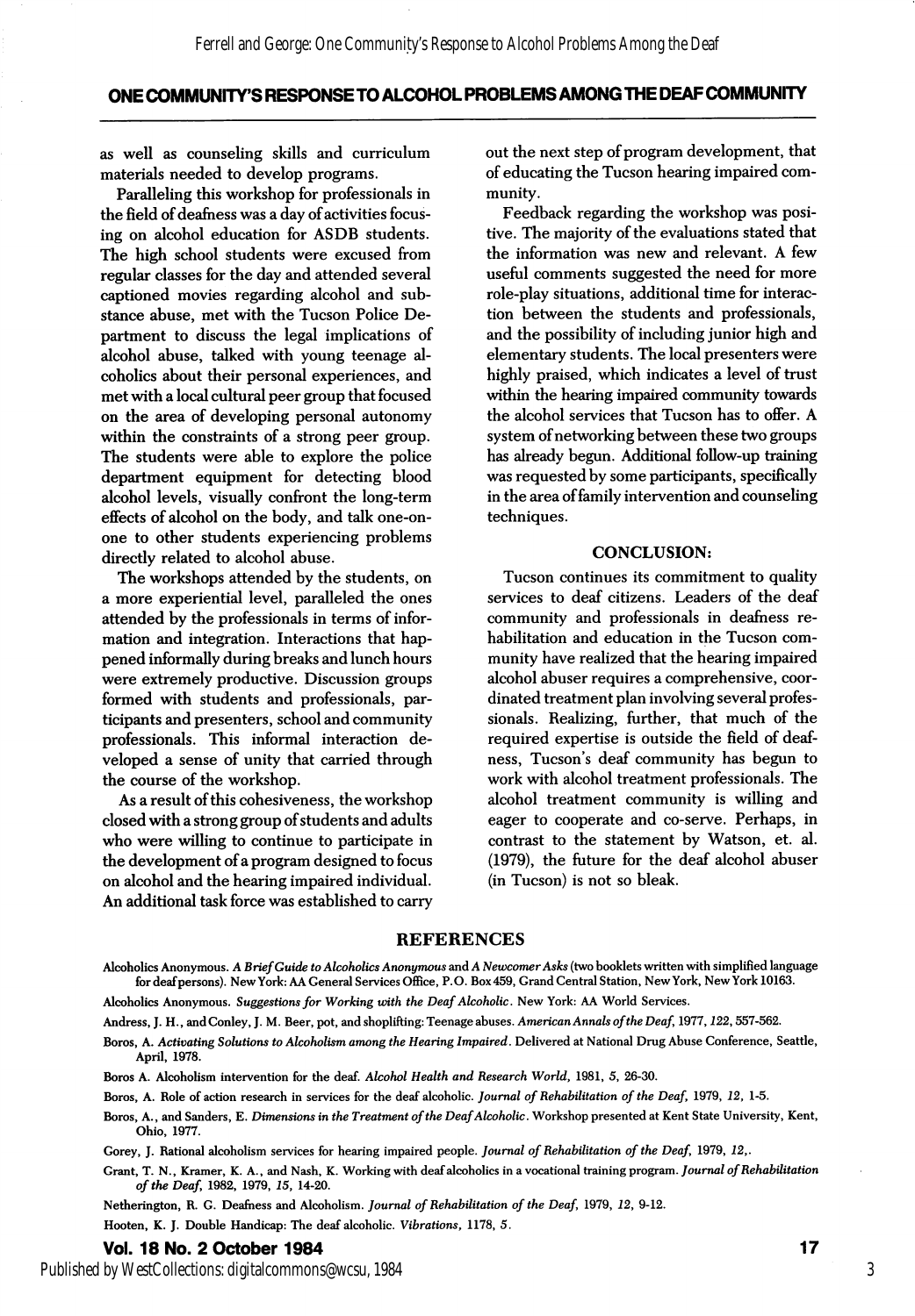as well as counseling skills and curriculum materials needed to develop programs.

Paralleling this workshop for professionals in the field of deafness was a day of activities focusing on alcohol education for ASDB students. The high school students were excused from regular classes for the day and attended several captioned movies regarding alcohol and substance abuse, met with the Tucson Police Department to discuss the legal implications of alcohol abuse, talked with young teenage alcoholics about their personal experiences, and met with a local cultural peer group that focused on the area of developing personal autonomy within the constraints of a strong peer group. The students were able to explore the police department equipment for detecting blood alcohol levels, visually confront the long-term effects of alcohol on the body, and talk one-on-one to other students experiencing problems directly related to alcohol abuse.

The workshops attended by the students, on a more experiential level, paralleled the ones attended by the professionals in terms of information and integration. Interactions that happened informally during breaks and lunch hours were extremely productive. Discussion groups formed with students and professionals, participants and presenters, school and community professionals. This informal interaction developed a sense of unity that carried through the course of the workshop.

As a result of this cohesiveness, the workshop closed with a strong group of students and adults who were willing to continue to participate in the development of a program designed to focus on alcohol and the hearing impaired individual. An additional task force was established to carry out the next step of program development, that of educating the Tucson hearing impaired community.

Feedback regarding the workshop was positive. The majority of the evaluations stated that the information was new and relevant. A few useful comments suggested the need for more role-play situations, additional time for interaction between the students and professionals, and the possibility of including junior high and elementary students. The local presenters were highly praised, which indicates a level of trust within the hearing impaired community towards the alcohol services that Tucson has to offer. A system of networking between these two groups has already begun. Additional follow-up training was requested by some participants, specifically in the area of family intervention and counseling techniques.

## CONCLUSION:

Tucson continues its commitment to quality services to deaf citizens. Leaders of the deaf community and professionals in deafness rehabilitation and education in the Tucson community have realized that the hearing impaired alcohol abuser requires a comprehensive, coordinated treatment plan involving several professionals. Realizing, further, that much of the required expertise is outside the field of deafness, Tucson's deaf community has begun to work with alcohol treatment professionals. The alcohol treatment community is willing and eager to cooperate and co-serve. Perhaps, in contrast to the statement by Watson, et. al. (1979), the future for the deaf alcohol abuser (in Tucson) is not so bleak.

## REFERENCES

Alcoholics Anonymous. *A Brief Guide to Alcoholics Anonymous* and *A Newcomer Asks* (two booklets written with simplified language for deaf persons). New York: AA General Services Office, P.O. Box 459, Grand Central Station, New York, New York 10163.

Alcoholics Anonymous. *Suggestions for Working with the Deaf Alcoholic*. New York: AA World Services.

Andress, J. H., and Conley, J. M. Beer, pot, and shoplifting: Teenage abuses. *American Annals of the Deaf*, 1977, *122*, 557-562.

Boros, A. *Activating Solutions to Alcoholism among the Hearing Impaired*. Delivered at National Drug Abuse Conference, Seattle, April, 1978.

Boros A. Alcoholism intervention for the deaf. *Alcohol Health and Research World*, 1981, *5*, 26-30.

Boros, A. Role of action research in services for the deaf alcoholic. *Journal of Rehabilitation of the Deaf*, 1979, *12*, 1-5.

Boros, A., and Sanders, E. *Dimensions in the Treatment of the Deaf Alcoholic*. Workshop presented at Kent State University, Kent, Ohio, 1977.

Gorey, J. Rational alcoholism services for hearing impaired people. *Journal of Rehabilitation of the Deaf*, 1979, *12*,.

Grant, T. N., Kramer, K. A., and Nash, K. Working with deaf alcoholics in a vocational training program. *Journal of Rehabilitation of the Deaf*, 1982, 1979, *15*, 14-20.

Netherington, R. G. Deafness and Alcoholism. *Journal of Rehabilitation of the Deaf*, 1979, *12*, 9-12.

Hooten, K. J. Double Handicap: The deaf alcoholic. *Vibrations*, 1178, *5*.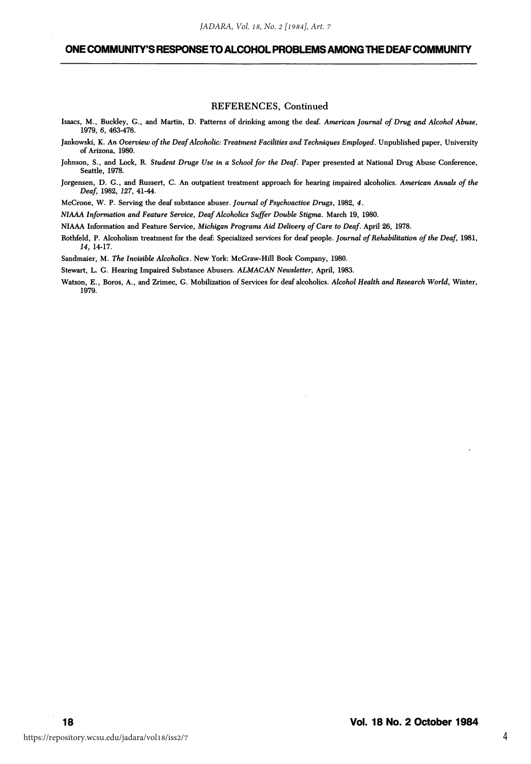## REFERENCES, Continued

Isaacs, M., Buckley, G., and Martin, D. Patterns of drinking among the deaf. *American Journal of Drug and Alcohol Abuse,* 1979, *6,* 463-476.

Jankowski, K. *An Overview of the Deaf Alcoholic: Treatment Facilities and Techniques Employed.* Unpublished paper, University of Arizona, 1980.

Johnson, S., and Lock, R. *Student Druge Use in a School for the Deaf.* Paper presented at National Drug Abuse Conference, Seattle, 1978.

Jorgensen, D. G., and Russert, C. An outpatient treatment approach for hearing impaired alcoholics. *American Annals of the Deaf,* 1982, *127,* 41-44.

McCrone, W. P. Serving the deaf substance abuser. *Journal of Psychoactive Drugs,* 1982, *4.*

*NIAAA Information and Feature Service, Deaf Alcoholics Suffer Double Stigma.* March 19, 1980.

NIAAA Information and Feature Service, *Michigan Programs Aid Delivery of Care to Deaf.* April 26, 1978.

Rothfeld, P. Alcoholism treatment for the deaf: Specialized services for deaf people. *Journal of Rehabilitation of the Deaf,* 1981, *14,* 14-17.

Sandmaier, M. *The Invisible Alcoholics.* New York: McGraw-Hill Book Company, 1980.

Stewart, L. G. Hearing Impaired Substance Abusers. *ALMACAN Newsletter,* April, 1983.

Watson, E., Boros, A., and Zrimec, G. Mobilization of Services for deaf alcoholics. *Alcohol Health and Research World,* Winter, 1979.